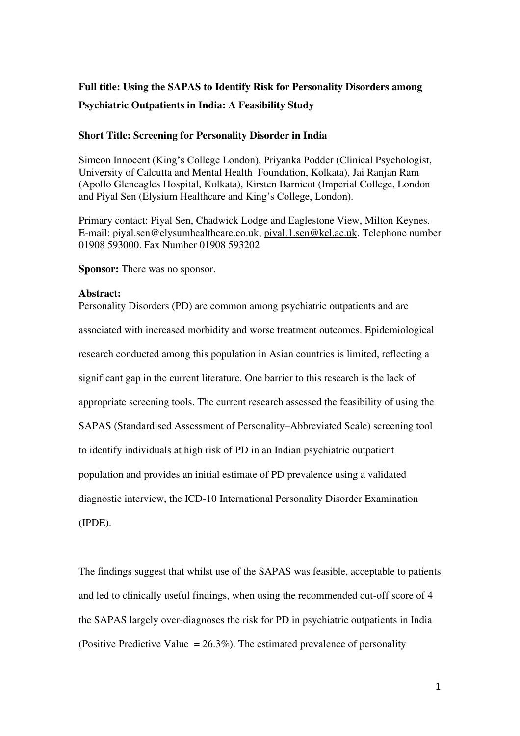**Full title: Using the SAPAS to Identify Risk for Personality Disorders among Psychiatric Outpatients in India: A Feasibility Study**

**Short Title: Screening for Personality Disorder in India**

Simeon Innocent (King's College London), Priyanka Podder (Clinical Psychologist, University of Calcutta and Mental Health Foundation, Kolkata), Jai Ranjan Ram (Apollo Gleneagles Hospital, Kolkata), Kirsten Barnicot (Imperial College, London and Piyal Sen (Elysium Healthcare and King's College, London).

Primary contact: Piyal Sen, Chadwick Lodge and Eaglestone View, Milton Keynes. E-mail: piyal.sen@elysumhealthcare.co.uk, piyal.1.sen@kcl.ac.uk. Telephone number 01908 593000. Fax Number 01908 593202

**Sponsor:** There was no sponsor.

**Abstract:**

Personality Disorders (PD) are common among psychiatric outpatients and are associated with increased morbidity and worse treatment outcomes. Epidemiological research conducted among this population in Asian countries is limited, reflecting a significant gap in the current literature. One barrier to this research is the lack of appropriate screening tools. The current research assessed the feasibility of using the SAPAS (Standardised Assessment of Personality–Abbreviated Scale) screening tool to identify individuals at high risk of PD in an Indian psychiatric outpatient population and provides an initial estimate of PD prevalence using a validated diagnostic interview, the ICD-10 International Personality Disorder Examination (IPDE).

The findings suggest that whilst use of the SAPAS was feasible, acceptable to patients and led to clinically useful findings, when using the recommended cut-off score of 4 the SAPAS largely over-diagnoses the risk for PD in psychiatric outpatients in India (Positive Predictive Value = 26.3%). The estimated prevalence of personality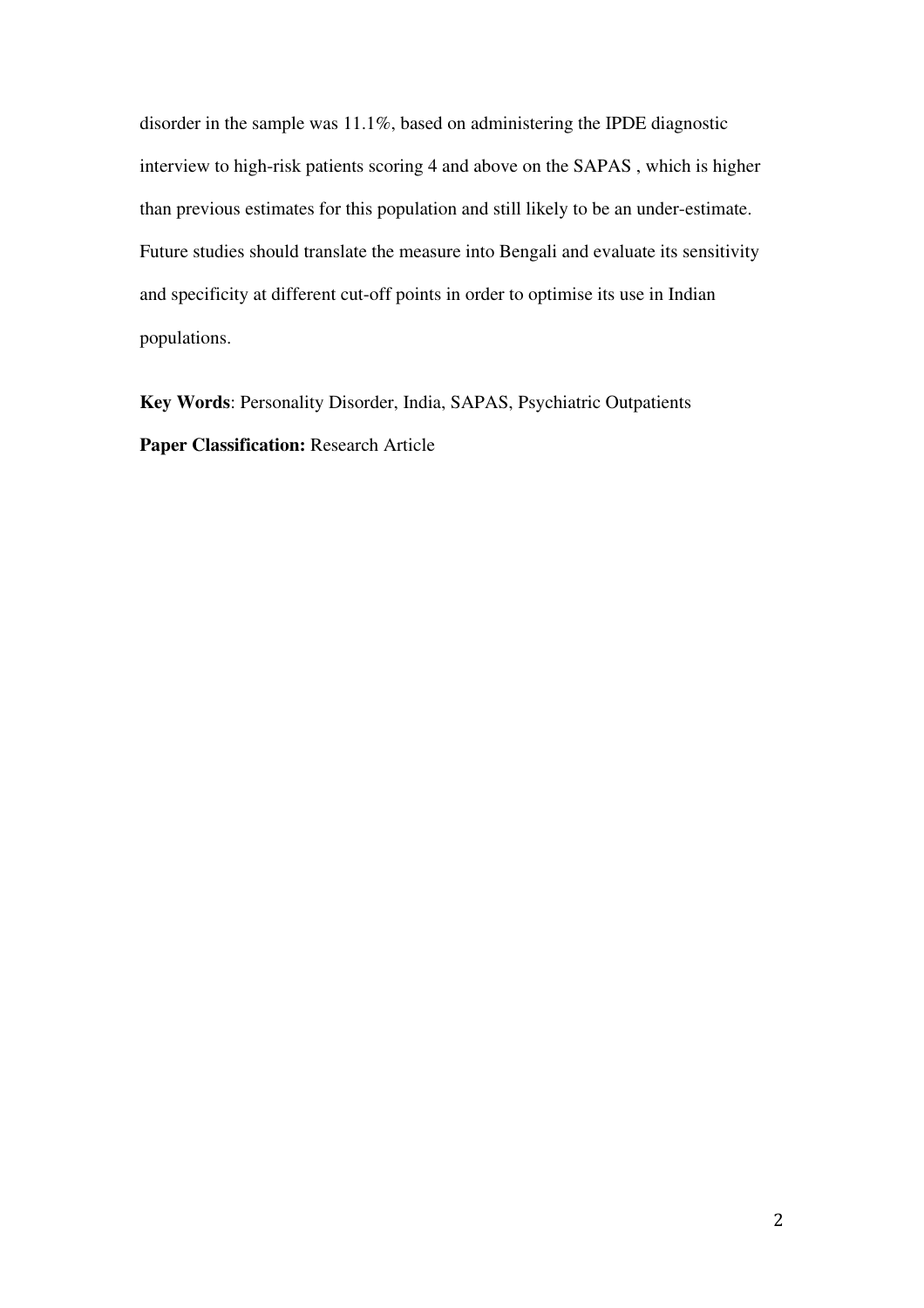disorder in the sample was 11.1%, based on administering the IPDE diagnostic interview to high-risk patients scoring 4 and above on the SAPAS , which is higher than previous estimates for this population and still likely to be an under-estimate. Future studies should translate the measure into Bengali and evaluate its sensitivity and specificity at different cut-off points in order to optimise its use in Indian populations.

**Key Words**: Personality Disorder, India, SAPAS, Psychiatric Outpatients

**Paper Classification:** Research Article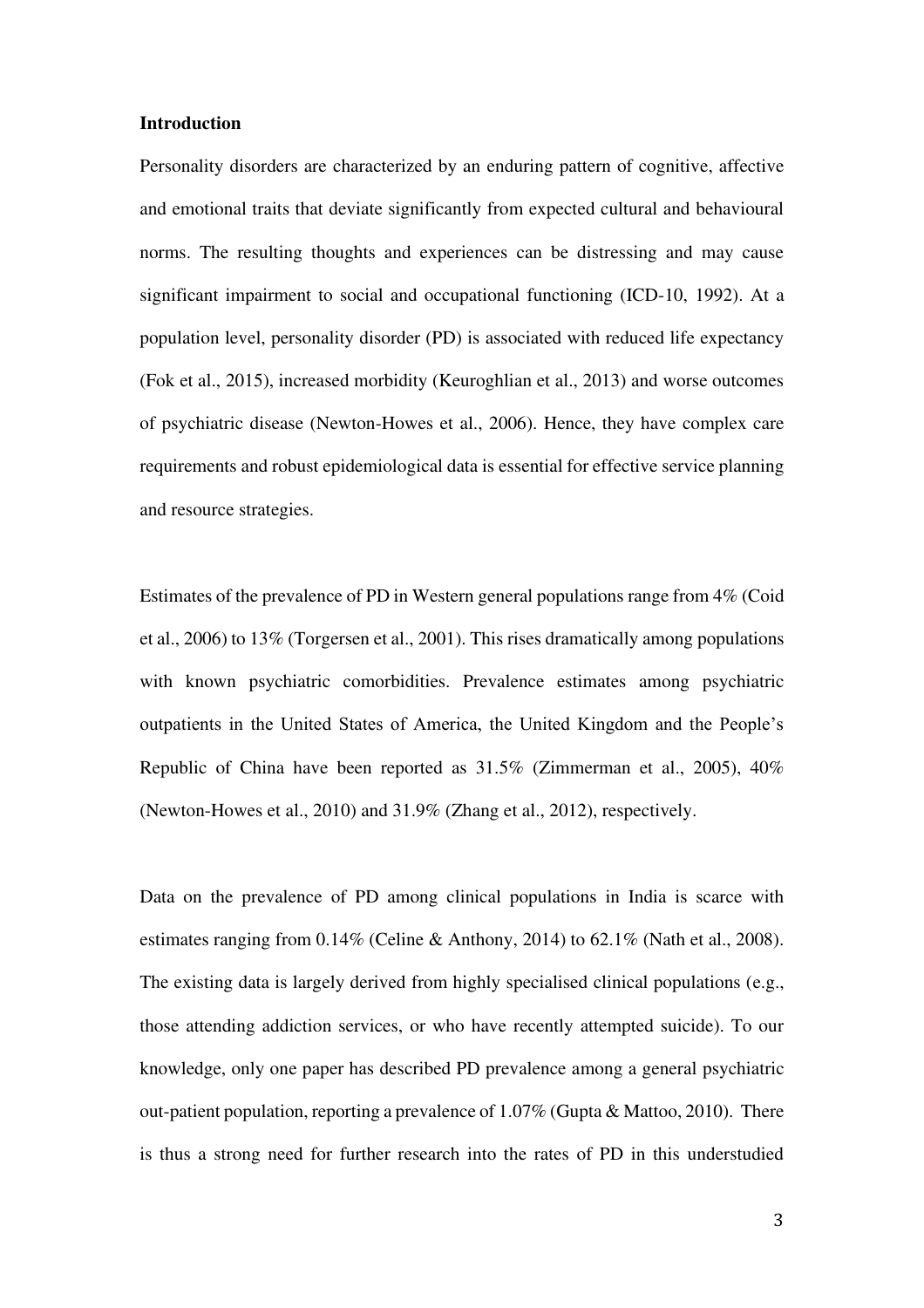**Introduction**

Personality disorders are characterized by an enduring pattern of cognitive, affective and emotional traits that deviate significantly from expected cultural and behavioural norms. The resulting thoughts and experiences can be distressing and may cause significant impairment to social and occupational functioning (ICD-10, 1992). At a population level, personality disorder (PD) is associated with reduced life expectancy (Fok et al., 2015), increased morbidity (Keuroghlian et al., 2013) and worse outcomes of psychiatric disease (Newton-Howes et al., 2006). Hence, they have complex care requirements and robust epidemiological data is essential for effective service planning and resource strategies.

Estimates of the prevalence of PD in Western general populations range from 4% (Coid et al., 2006) to 13% (Torgersen et al., 2001). This rises dramatically among populations with known psychiatric comorbidities. Prevalence estimates among psychiatric outpatients in the United States of America, the United Kingdom and the People's Republic of China have been reported as 31.5% (Zimmerman et al., 2005), 40% (Newton-Howes et al., 2010) and 31.9% (Zhang et al., 2012), respectively.

Data on the prevalence of PD among clinical populations in India is scarce with estimates ranging from 0.14% (Celine & Anthony, 2014) to 62.1% (Nath et al., 2008). The existing data is largely derived from highly specialised clinical populations (e.g., those attending addiction services, or who have recently attempted suicide). To our knowledge, only one paper has described PD prevalence among a general psychiatric out-patient population, reporting a prevalence of 1.07% (Gupta & Mattoo, 2010). There is thus a strong need for further research into the rates of PD in this understudied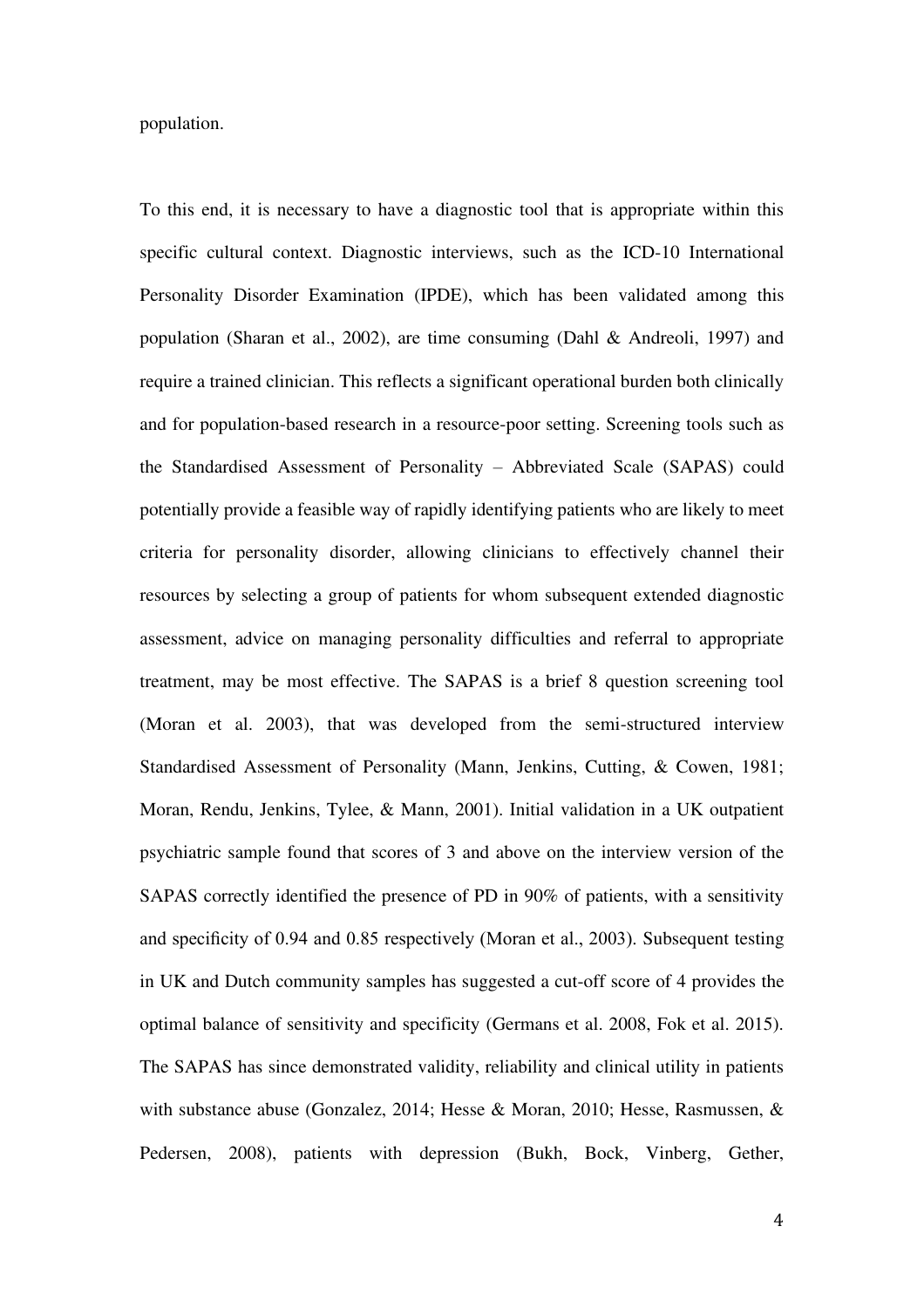population.

To this end, it is necessary to have a diagnostic tool that is appropriate within this specific cultural context. Diagnostic interviews, such as the ICD-10 International Personality Disorder Examination (IPDE), which has been validated among this population (Sharan et al., 2002), are time consuming (Dahl & Andreoli, 1997) and require a trained clinician. This reflects a significant operational burden both clinically and for population-based research in a resource-poor setting. Screening tools such as the Standardised Assessment of Personality – Abbreviated Scale (SAPAS) could potentially provide a feasible way of rapidly identifying patients who are likely to meet criteria for personality disorder, allowing clinicians to effectively channel their resources by selecting a group of patients for whom subsequent extended diagnostic assessment, advice on managing personality difficulties and referral to appropriate treatment, may be most effective. The SAPAS is a brief 8 question screening tool (Moran et al. 2003), that was developed from the semi-structured interview Standardised Assessment of Personality (Mann, Jenkins, Cutting, & Cowen, 1981; Moran, Rendu, Jenkins, Tylee, & Mann, 2001). Initial validation in a UK outpatient psychiatric sample found that scores of 3 and above on the interview version of the SAPAS correctly identified the presence of PD in 90% of patients, with a sensitivity and specificity of 0.94 and 0.85 respectively (Moran et al., 2003). Subsequent testing in UK and Dutch community samples has suggested a cut-off score of 4 provides the optimal balance of sensitivity and specificity (Germans et al. 2008, Fok et al. 2015). The SAPAS has since demonstrated validity, reliability and clinical utility in patients with substance abuse (Gonzalez, 2014; Hesse & Moran, 2010; Hesse, Rasmussen, & Pedersen, 2008), patients with depression (Bukh, Bock, Vinberg, Gether,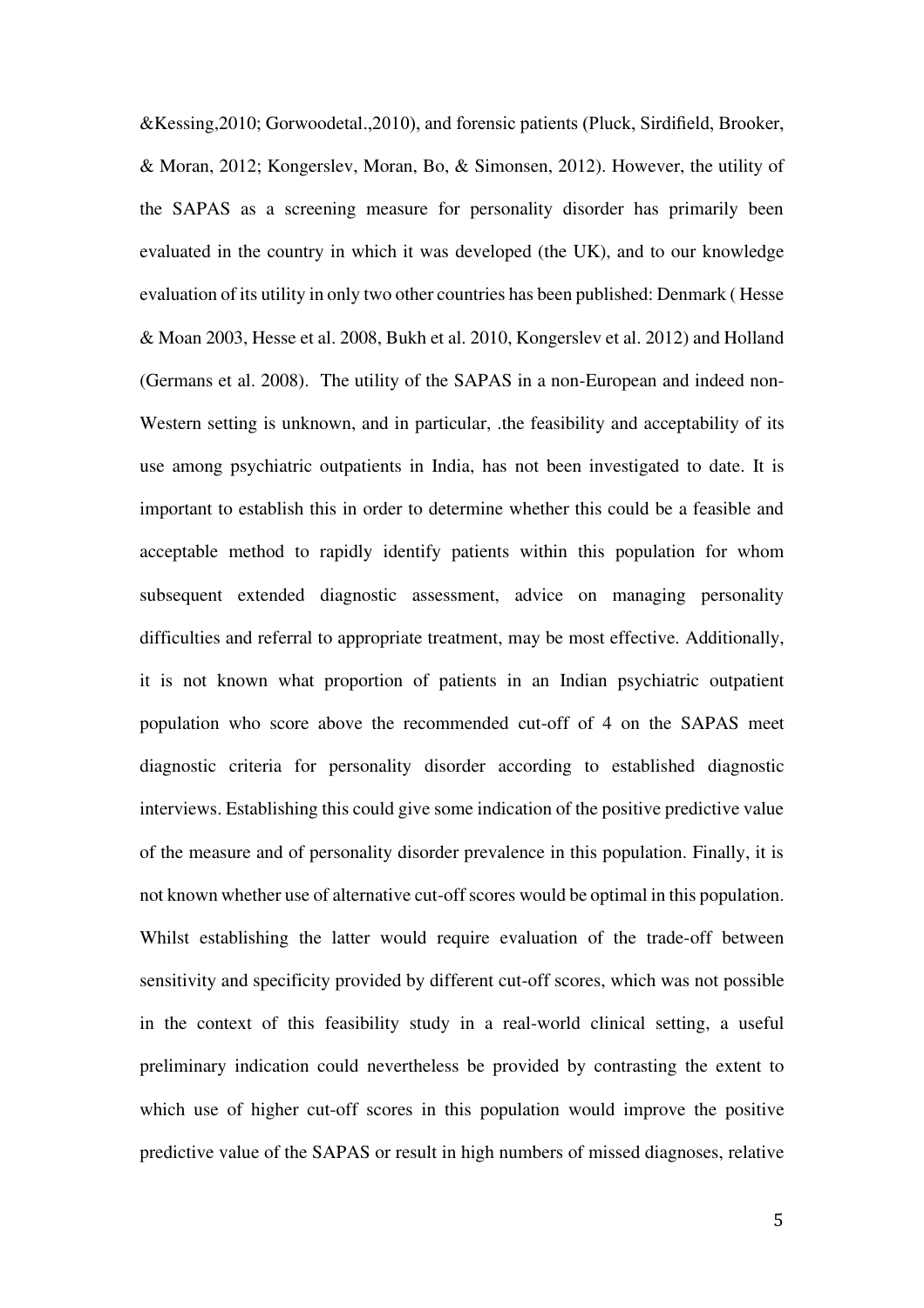&Kessing,2010; Gorwoodetal.,2010), and forensic patients (Pluck, Sirdifield, Brooker, & Moran, 2012; Kongerslev, Moran, Bo, & Simonsen, 2012). However, the utility of the SAPAS as a screening measure for personality disorder has primarily been evaluated in the country in which it was developed (the UK), and to our knowledge evaluation of its utility in only two other countries has been published: Denmark ( Hesse & Moan 2003, Hesse et al. 2008, Bukh et al. 2010, Kongerslev et al. 2012) and Holland (Germans et al. 2008). The utility of the SAPAS in a non-European and indeed non-Western setting is unknown, and in particular, .the feasibility and acceptability of its use among psychiatric outpatients in India, has not been investigated to date. It is important to establish this in order to determine whether this could be a feasible and acceptable method to rapidly identify patients within this population for whom subsequent extended diagnostic assessment, advice on managing personality difficulties and referral to appropriate treatment, may be most effective. Additionally, it is not known what proportion of patients in an Indian psychiatric outpatient population who score above the recommended cut-off of 4 on the SAPAS meet diagnostic criteria for personality disorder according to established diagnostic interviews. Establishing this could give some indication of the positive predictive value of the measure and of personality disorder prevalence in this population. Finally, it is not known whether use of alternative cut-off scores would be optimal in this population. Whilst establishing the latter would require evaluation of the trade-off between sensitivity and specificity provided by different cut-off scores, which was not possible in the context of this feasibility study in a real-world clinical setting, a useful preliminary indication could nevertheless be provided by contrasting the extent to which use of higher cut-off scores in this population would improve the positive predictive value of the SAPAS or result in high numbers of missed diagnoses, relative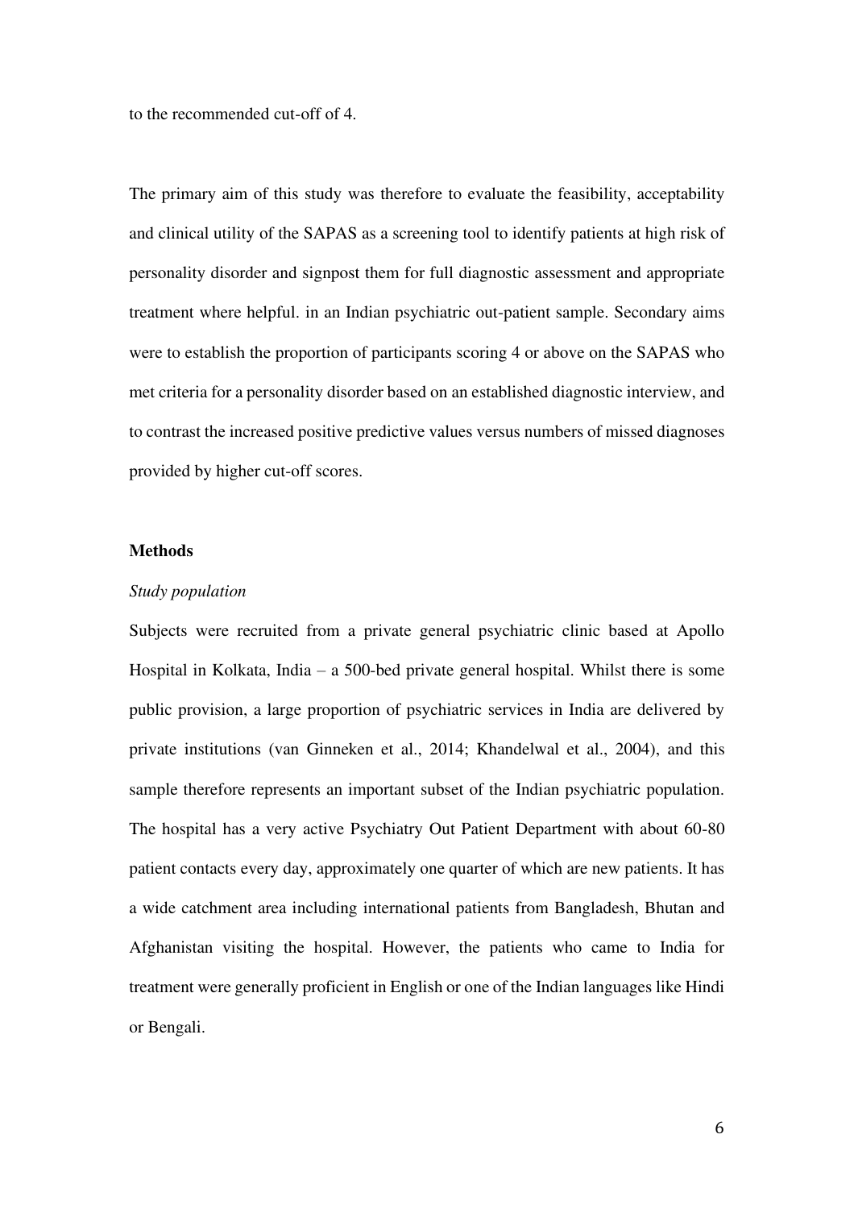to the recommended cut-off of 4.

The primary aim of this study was therefore to evaluate the feasibility, acceptability and clinical utility of the SAPAS as a screening tool to identify patients at high risk of personality disorder and signpost them for full diagnostic assessment and appropriate treatment where helpful. in an Indian psychiatric out-patient sample. Secondary aims were to establish the proportion of participants scoring 4 or above on the SAPAS who met criteria for a personality disorder based on an established diagnostic interview, and to contrast the increased positive predictive values versus numbers of missed diagnoses provided by higher cut-off scores.

## Methods

*Study population*

Subjects were recruited from a private general psychiatric clinic based at Apollo Hospital in Kolkata, India – a 500-bed private general hospital. Whilst there is some public provision, a large proportion of psychiatric services in India are delivered by private institutions (van Ginneken et al., 2014; Khandelwal et al., 2004), and this sample therefore represents an important subset of the Indian psychiatric population. The hospital has a very active Psychiatry Out Patient Department with about 60-80 patient contacts every day, approximately one quarter of which are new patients. It has a wide catchment area including international patients from Bangladesh, Bhutan and Afghanistan visiting the hospital. However, the patients who came to India for treatment were generally proficient in English or one of the Indian languages like Hindi or Bengali.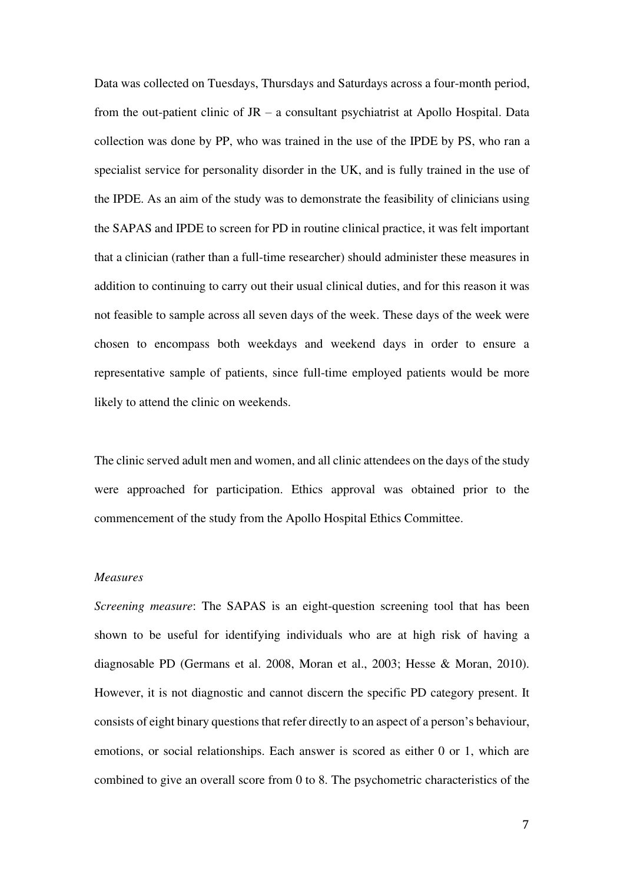Data was collected on Tuesdays, Thursdays and Saturdays across a four-month period, from the out-patient clinic of JR – a consultant psychiatrist at Apollo Hospital. Data collection was done by PP, who was trained in the use of the IPDE by PS, who ran a specialist service for personality disorder in the UK, and is fully trained in the use of the IPDE. As an aim of the study was to demonstrate the feasibility of clinicians using the SAPAS and IPDE to screen for PD in routine clinical practice, it was felt important that a clinician (rather than a full-time researcher) should administer these measures in addition to continuing to carry out their usual clinical duties, and for this reason it was not feasible to sample across all seven days of the week. These days of the week were chosen to encompass both weekdays and weekend days in order to ensure a representative sample of patients, since full-time employed patients would be more likely to attend the clinic on weekends.

The clinic served adult men and women, and all clinic attendees on the days of the study were approached for participation. Ethics approval was obtained prior to the commencement of the study from the Apollo Hospital Ethics Committee.

*Measures*

*Screening measure*: The SAPAS is an eight-question screening tool that has been shown to be useful for identifying individuals who are at high risk of having a diagnosable PD (Germans et al. 2008, Moran et al., 2003; Hesse & Moran, 2010). However, it is not diagnostic and cannot discern the specific PD category present. It consists of eight binary questions that refer directly to an aspect of a person's behaviour, emotions, or social relationships. Each answer is scored as either 0 or 1, which are combined to give an overall score from 0 to 8. The psychometric characteristics of the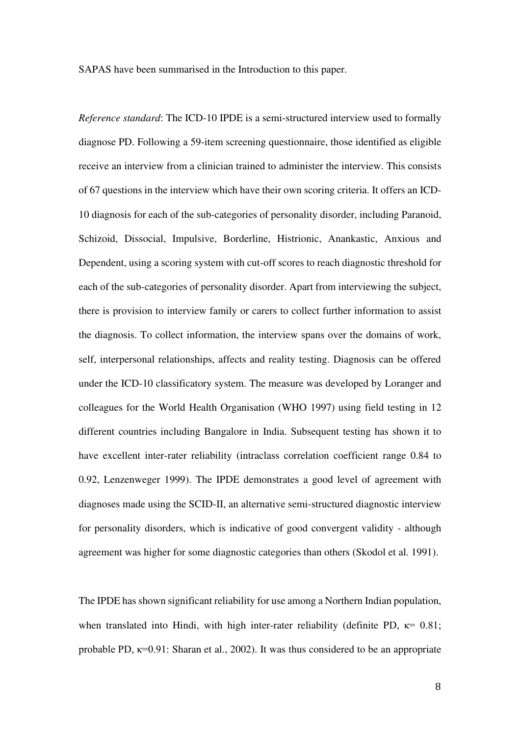SAPAS have been summarised in the Introduction to this paper.

*Reference standard*: The ICD-10 IPDE is a semi-structured interview used to formally diagnose PD. Following a 59-item screening questionnaire, those identified as eligible receive an interview from a clinician trained to administer the interview. This consists of 67 questions in the interview which have their own scoring criteria. It offers an ICD-10 diagnosis for each of the sub-categories of personality disorder, including Paranoid, Schizoid, Dissocial, Impulsive, Borderline, Histrionic, Anankastic, Anxious and Dependent, using a scoring system with cut-off scores to reach diagnostic threshold for each of the sub-categories of personality disorder. Apart from interviewing the subject, there is provision to interview family or carers to collect further information to assist the diagnosis. To collect information, the interview spans over the domains of work, self, interpersonal relationships, affects and reality testing. Diagnosis can be offered under the ICD-10 classificatory system. The measure was developed by Loranger and colleagues for the World Health Organisation (WHO 1997) using field testing in 12 different countries including Bangalore in India. Subsequent testing has shown it to have excellent inter-rater reliability (intraclass correlation coefficient range 0.84 to 0.92, Lenzenweger 1999). The IPDE demonstrates a good level of agreement with diagnoses made using the SCID-II, an alternative semi-structured diagnostic interview for personality disorders, which is indicative of good convergent validity - although agreement was higher for some diagnostic categories than others (Skodol et al. 1991).

The IPDE has shown significant reliability for use among a Northern Indian population, when translated into Hindi, with high inter-rater reliability (definite PD, $\kappa = 0.81$; probable PD, $\kappa = 0.91$: Sharan et al., 2002). It was thus considered to be an appropriate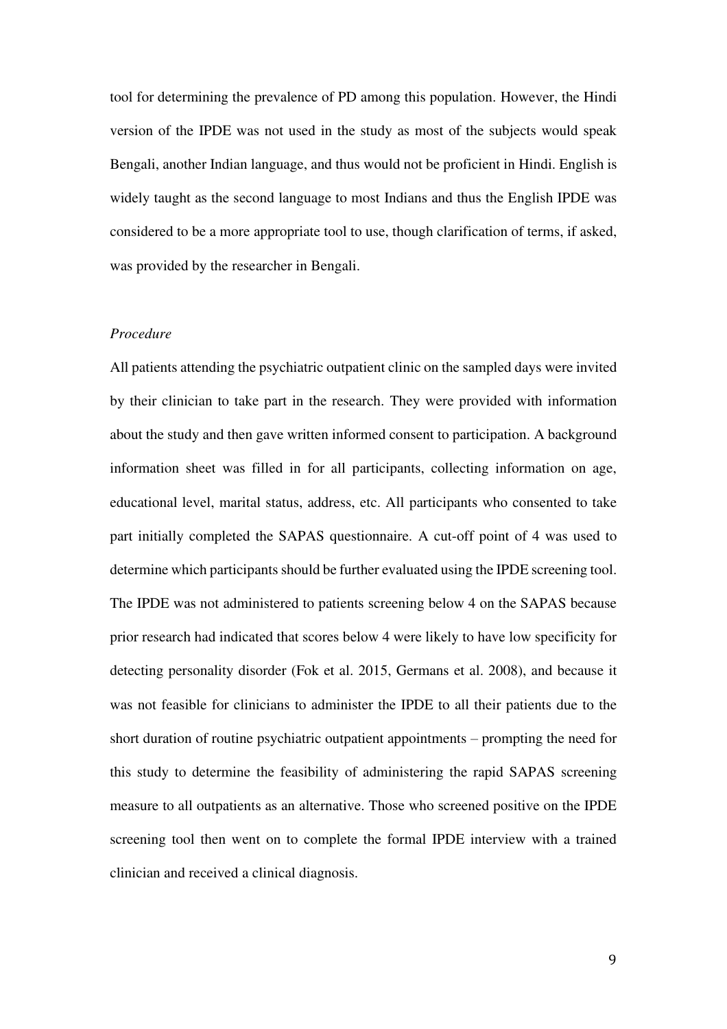tool for determining the prevalence of PD among this population. However, the Hindi version of the IPDE was not used in the study as most of the subjects would speak Bengali, another Indian language, and thus would not be proficient in Hindi. English is widely taught as the second language to most Indians and thus the English IPDE was considered to be a more appropriate tool to use, though clarification of terms, if asked, was provided by the researcher in Bengali.

*Procedure*

All patients attending the psychiatric outpatient clinic on the sampled days were invited by their clinician to take part in the research. They were provided with information about the study and then gave written informed consent to participation. A background information sheet was filled in for all participants, collecting information on age, educational level, marital status, address, etc. All participants who consented to take part initially completed the SAPAS questionnaire. A cut-off point of 4 was used to determine which participants should be further evaluated using the IPDE screening tool. The IPDE was not administered to patients screening below 4 on the SAPAS because prior research had indicated that scores below 4 were likely to have low specificity for detecting personality disorder (Fok et al. 2015, Germans et al. 2008), and because it was not feasible for clinicians to administer the IPDE to all their patients due to the short duration of routine psychiatric outpatient appointments – prompting the need for this study to determine the feasibility of administering the rapid SAPAS screening measure to all outpatients as an alternative. Those who screened positive on the IPDE screening tool then went on to complete the formal IPDE interview with a trained clinician and received a clinical diagnosis.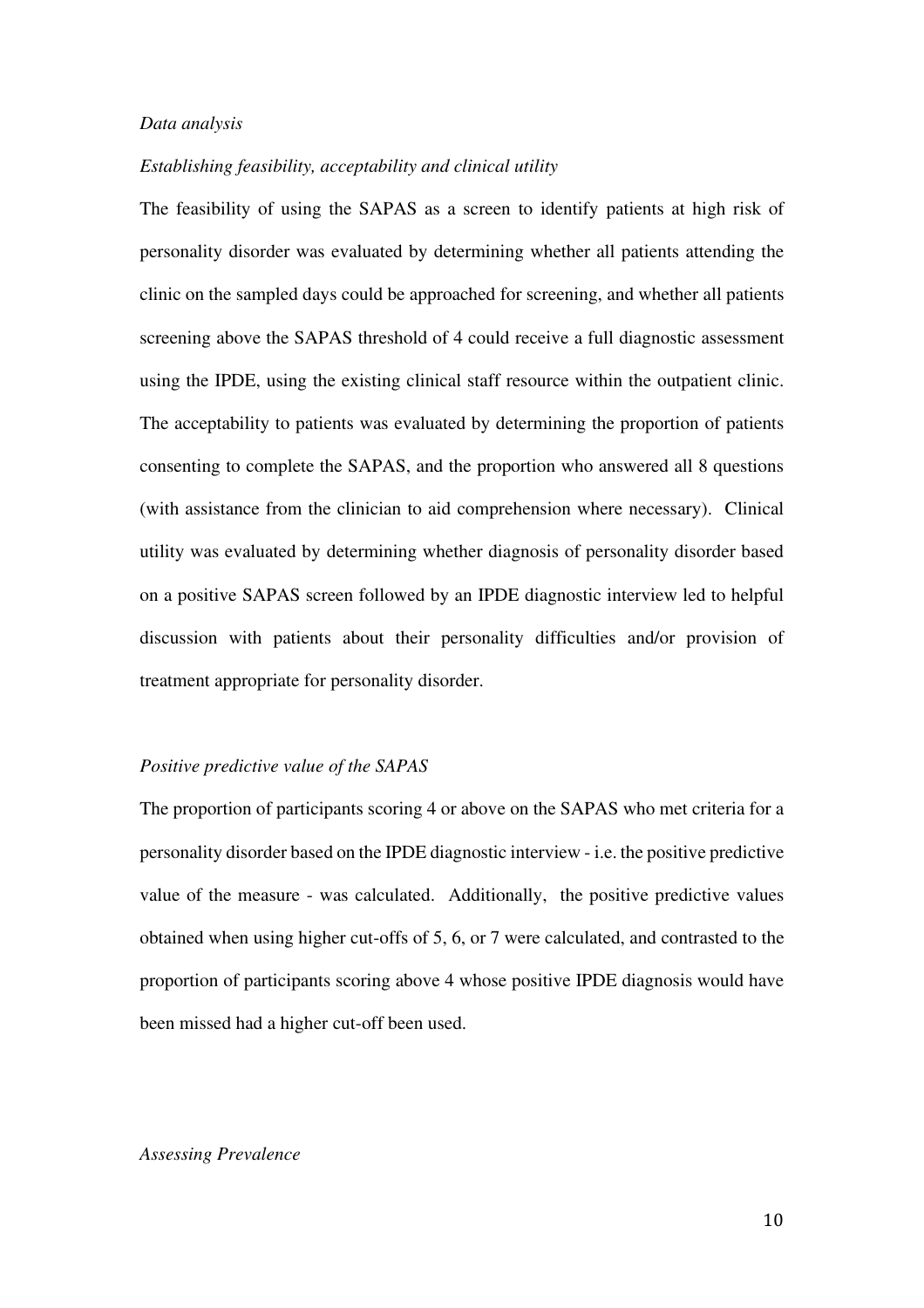*Data analysis*

*Establishing feasibility, acceptability and clinical utility*

The feasibility of using the SAPAS as a screen to identify patients at high risk of personality disorder was evaluated by determining whether all patients attending the clinic on the sampled days could be approached for screening, and whether all patients screening above the SAPAS threshold of 4 could receive a full diagnostic assessment using the IPDE, using the existing clinical staff resource within the outpatient clinic. The acceptability to patients was evaluated by determining the proportion of patients consenting to complete the SAPAS, and the proportion who answered all 8 questions (with assistance from the clinician to aid comprehension where necessary). Clinical utility was evaluated by determining whether diagnosis of personality disorder based on a positive SAPAS screen followed by an IPDE diagnostic interview led to helpful discussion with patients about their personality difficulties and/or provision of treatment appropriate for personality disorder.

*Positive predictive value of the SAPAS*

The proportion of participants scoring 4 or above on the SAPAS who met criteria for a personality disorder based on the IPDE diagnostic interview - i.e. the positive predictive value of the measure - was calculated. Additionally, the positive predictive values obtained when using higher cut-offs of 5, 6, or 7 were calculated, and contrasted to the proportion of participants scoring above 4 whose positive IPDE diagnosis would have been missed had a higher cut-off been used.

*Assessing Prevalence*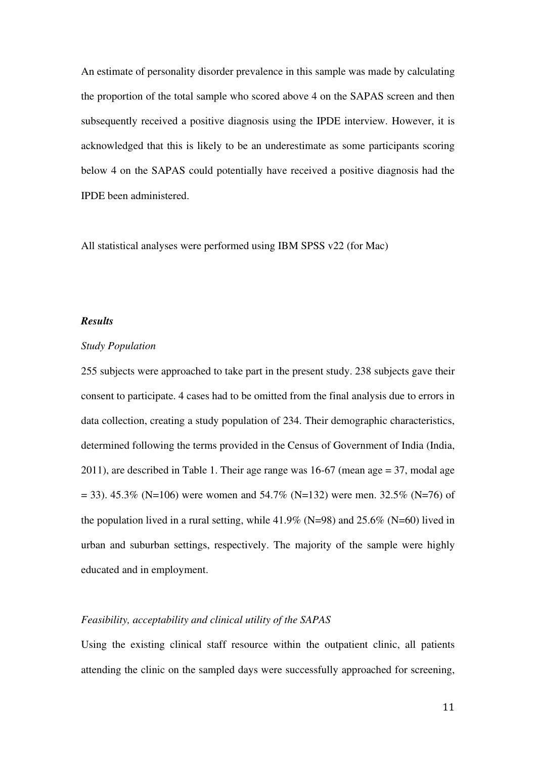An estimate of personality disorder prevalence in this sample was made by calculating the proportion of the total sample who scored above 4 on the SAPAS screen and then subsequently received a positive diagnosis using the IPDE interview. However, it is acknowledged that this is likely to be an underestimate as some participants scoring below 4 on the SAPAS could potentially have received a positive diagnosis had the IPDE been administered.

All statistical analyses were performed using IBM SPSS v22 (for Mac)

***Results***

*Study Population*

255 subjects were approached to take part in the present study. 238 subjects gave their consent to participate. 4 cases had to be omitted from the final analysis due to errors in data collection, creating a study population of 234. Their demographic characteristics, determined following the terms provided in the Census of Government of India (India, 2011), are described in Table 1. Their age range was 16-67 (mean age = 37, modal age = 33). 45.3% (N=106) were women and 54.7% (N=132) were men. 32.5% (N=76) of the population lived in a rural setting, while 41.9% (N=98) and 25.6% (N=60) lived in urban and suburban settings, respectively. The majority of the sample were highly educated and in employment.

*Feasibility, acceptability and clinical utility of the SAPAS*

Using the existing clinical staff resource within the outpatient clinic, all patients attending the clinic on the sampled days were successfully approached for screening,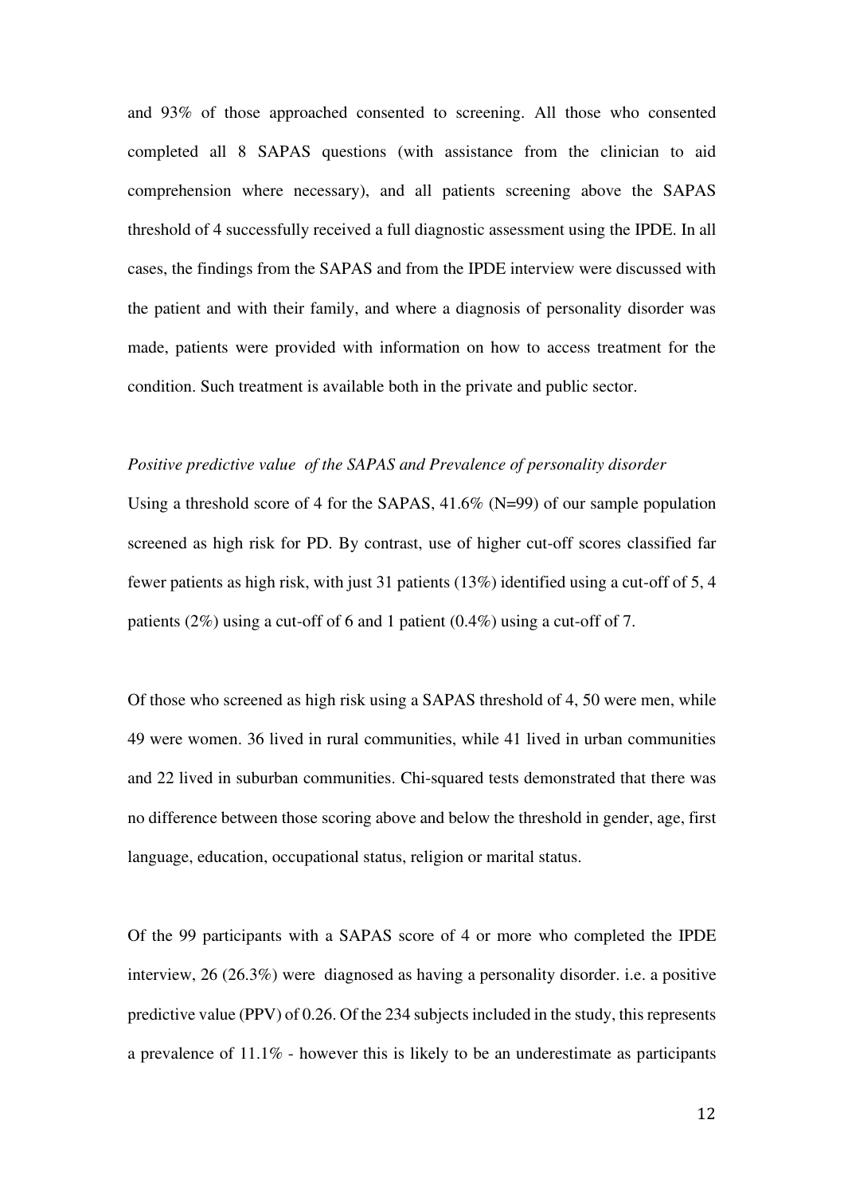and 93% of those approached consented to screening. All those who consented completed all 8 SAPAS questions (with assistance from the clinician to aid comprehension where necessary), and all patients screening above the SAPAS threshold of 4 successfully received a full diagnostic assessment using the IPDE. In all cases, the findings from the SAPAS and from the IPDE interview were discussed with the patient and with their family, and where a diagnosis of personality disorder was made, patients were provided with information on how to access treatment for the condition. Such treatment is available both in the private and public sector.

*Positive predictive value of the SAPAS and Prevalence of personality disorder*

Using a threshold score of 4 for the SAPAS, 41.6% (N=99) of our sample population screened as high risk for PD. By contrast, use of higher cut-off scores classified far fewer patients as high risk, with just 31 patients (13%) identified using a cut-off of 5, 4 patients (2%) using a cut-off of 6 and 1 patient (0.4%) using a cut-off of 7.

Of those who screened as high risk using a SAPAS threshold of 4, 50 were men, while 49 were women. 36 lived in rural communities, while 41 lived in urban communities and 22 lived in suburban communities. Chi-squared tests demonstrated that there was no difference between those scoring above and below the threshold in gender, age, first language, education, occupational status, religion or marital status.

Of the 99 participants with a SAPAS score of 4 or more who completed the IPDE interview, 26 (26.3%) were diagnosed as having a personality disorder. i.e. a positive predictive value (PPV) of 0.26. Of the 234 subjects included in the study, this represents a prevalence of 11.1% - however this is likely to be an underestimate as participants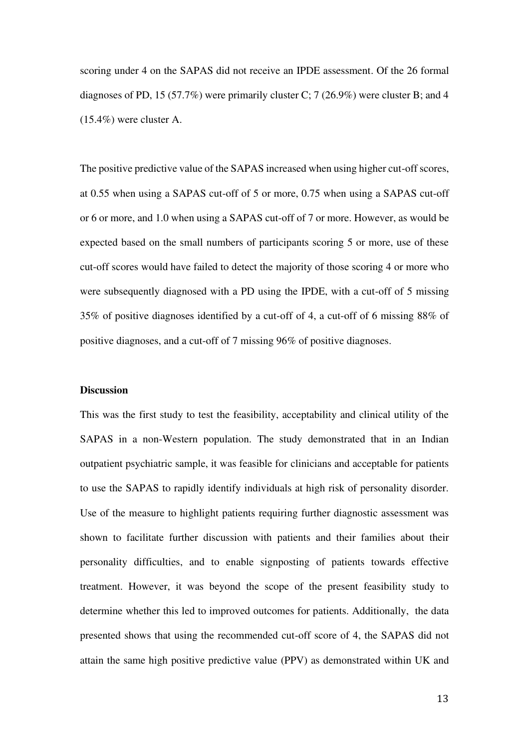scoring under 4 on the SAPAS did not receive an IPDE assessment. Of the 26 formal diagnoses of PD, 15 (57.7%) were primarily cluster C; 7 (26.9%) were cluster B; and 4 (15.4%) were cluster A.

The positive predictive value of the SAPAS increased when using higher cut-off scores, at 0.55 when using a SAPAS cut-off of 5 or more, 0.75 when using a SAPAS cut-off or 6 or more, and 1.0 when using a SAPAS cut-off of 7 or more. However, as would be expected based on the small numbers of participants scoring 5 or more, use of these cut-off scores would have failed to detect the majority of those scoring 4 or more who were subsequently diagnosed with a PD using the IPDE, with a cut-off of 5 missing 35% of positive diagnoses identified by a cut-off of 4, a cut-off of 6 missing 88% of positive diagnoses, and a cut-off of 7 missing 96% of positive diagnoses.

**Discussion**

This was the first study to test the feasibility, acceptability and clinical utility of the SAPAS in a non-Western population. The study demonstrated that in an Indian outpatient psychiatric sample, it was feasible for clinicians and acceptable for patients to use the SAPAS to rapidly identify individuals at high risk of personality disorder. Use of the measure to highlight patients requiring further diagnostic assessment was shown to facilitate further discussion with patients and their families about their personality difficulties, and to enable signposting of patients towards effective treatment. However, it was beyond the scope of the present feasibility study to determine whether this led to improved outcomes for patients. Additionally, the data presented shows that using the recommended cut-off score of 4, the SAPAS did not attain the same high positive predictive value (PPV) as demonstrated within UK and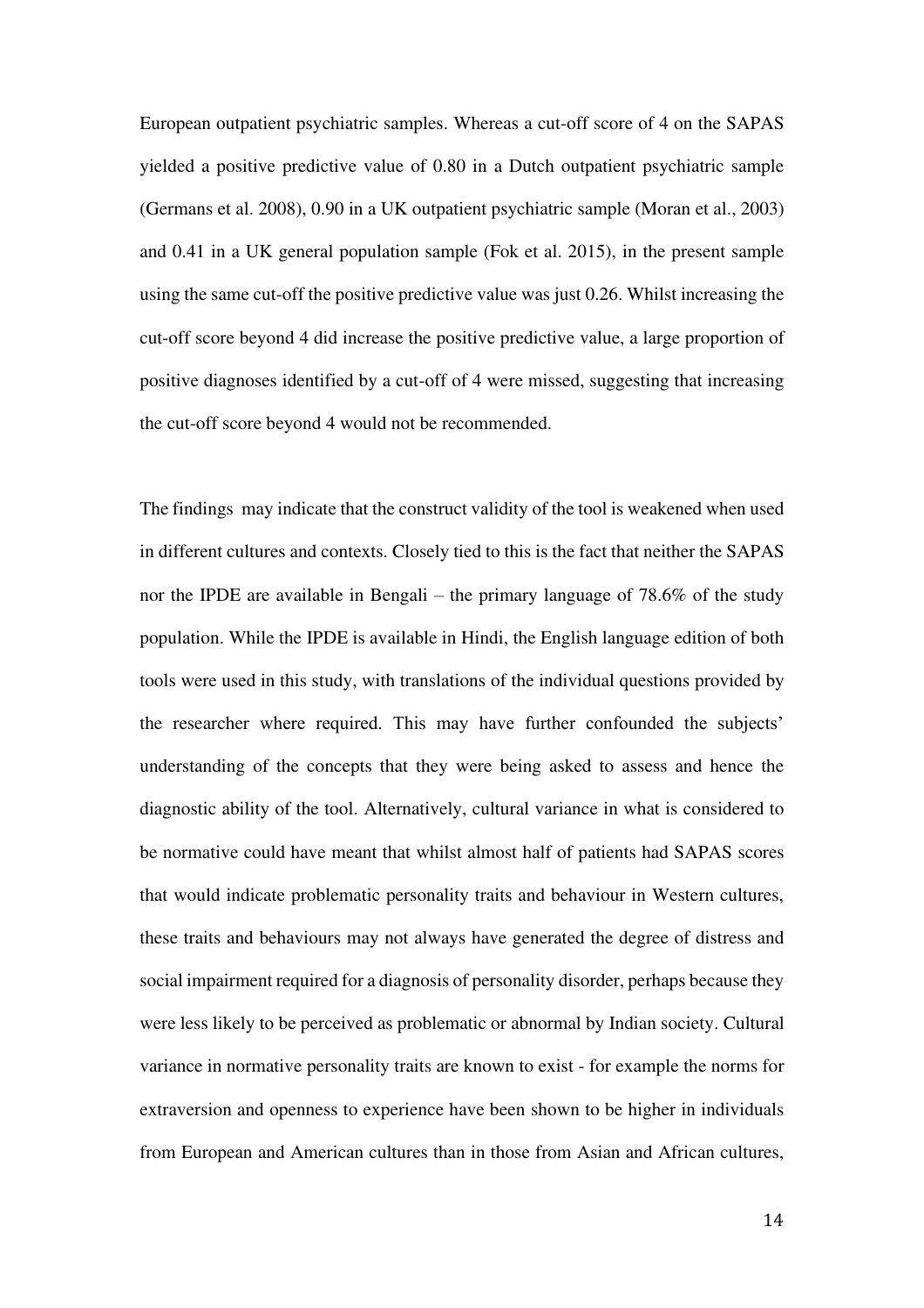European outpatient psychiatric samples. Whereas a cut-off score of 4 on the SAPAS yielded a positive predictive value of 0.80 in a Dutch outpatient psychiatric sample (Germans et al. 2008), 0.90 in a UK outpatient psychiatric sample (Moran et al., 2003) and 0.41 in a UK general population sample (Fok et al. 2015), in the present sample using the same cut-off the positive predictive value was just 0.26. Whilst increasing the cut-off score beyond 4 did increase the positive predictive value, a large proportion of positive diagnoses identified by a cut-off of 4 were missed, suggesting that increasing the cut-off score beyond 4 would not be recommended.

The findings may indicate that the construct validity of the tool is weakened when used in different cultures and contexts. Closely tied to this is the fact that neither the SAPAS nor the IPDE are available in Bengali – the primary language of 78.6% of the study population. While the IPDE is available in Hindi, the English language edition of both tools were used in this study, with translations of the individual questions provided by the researcher where required. This may have further confounded the subjects' understanding of the concepts that they were being asked to assess and hence the diagnostic ability of the tool. Alternatively, cultural variance in what is considered to be normative could have meant that whilst almost half of patients had SAPAS scores that would indicate problematic personality traits and behaviour in Western cultures, these traits and behaviours may not always have generated the degree of distress and social impairment required for a diagnosis of personality disorder, perhaps because they were less likely to be perceived as problematic or abnormal by Indian society. Cultural variance in normative personality traits are known to exist - for example the norms for extraversion and openness to experience have been shown to be higher in individuals from European and American cultures than in those from Asian and African cultures,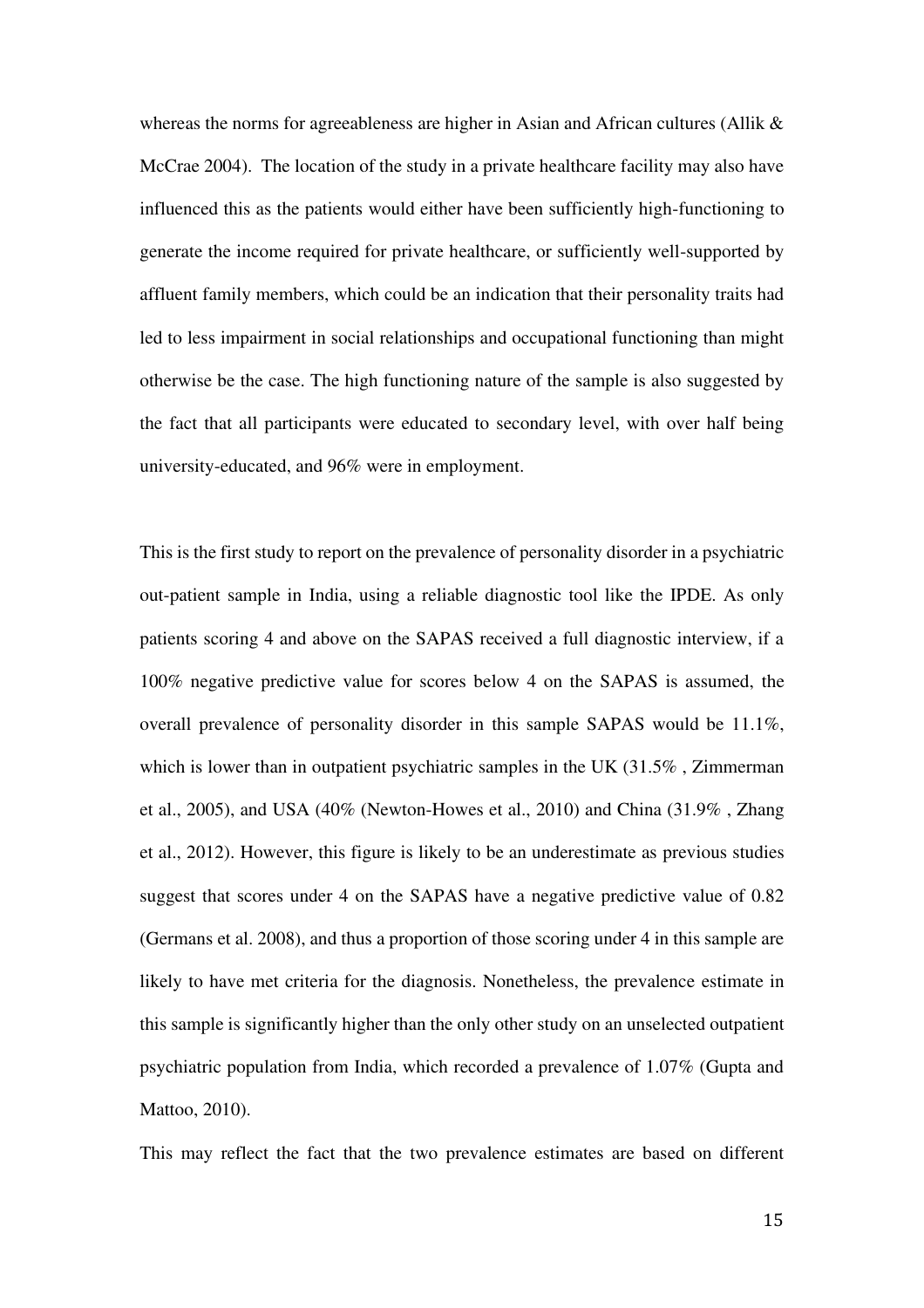whereas the norms for agreeableness are higher in Asian and African cultures (Allik & McCrae 2004). The location of the study in a private healthcare facility may also have influenced this as the patients would either have been sufficiently high-functioning to generate the income required for private healthcare, or sufficiently well-supported by affluent family members, which could be an indication that their personality traits had led to less impairment in social relationships and occupational functioning than might otherwise be the case. The high functioning nature of the sample is also suggested by the fact that all participants were educated to secondary level, with over half being university-educated, and 96% were in employment.

This is the first study to report on the prevalence of personality disorder in a psychiatric out-patient sample in India, using a reliable diagnostic tool like the IPDE. As only patients scoring 4 and above on the SAPAS received a full diagnostic interview, if a 100% negative predictive value for scores below 4 on the SAPAS is assumed, the overall prevalence of personality disorder in this sample SAPAS would be 11.1%, which is lower than in outpatient psychiatric samples in the UK (31.5% , Zimmerman et al., 2005), and USA (40% (Newton-Howes et al., 2010) and China (31.9% , Zhang et al., 2012). However, this figure is likely to be an underestimate as previous studies suggest that scores under 4 on the SAPAS have a negative predictive value of 0.82 (Germans et al. 2008), and thus a proportion of those scoring under 4 in this sample are likely to have met criteria for the diagnosis. Nonetheless, the prevalence estimate in this sample is significantly higher than the only other study on an unselected outpatient psychiatric population from India, which recorded a prevalence of 1.07% (Gupta and Mattoo, 2010).

This may reflect the fact that the two prevalence estimates are based on different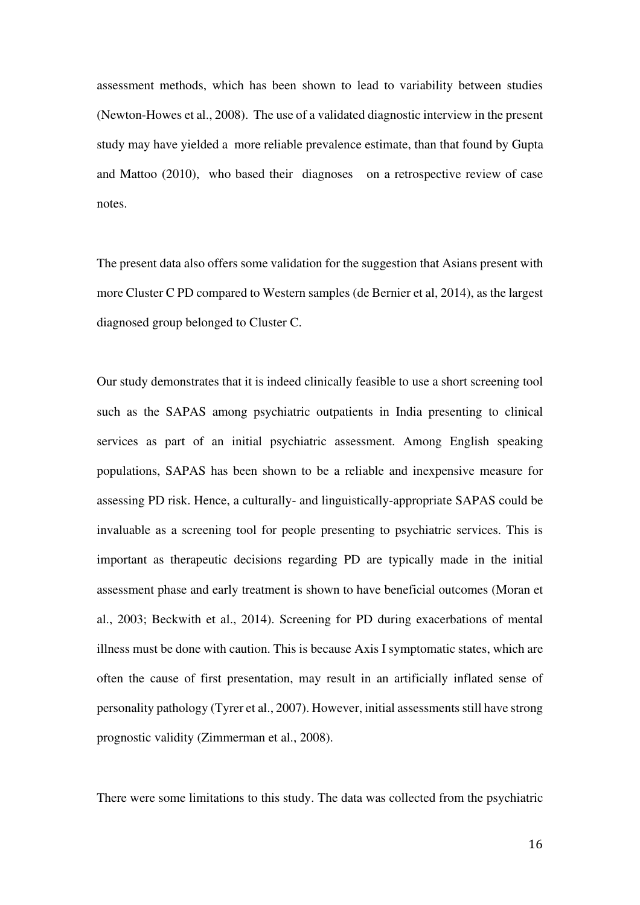assessment methods, which has been shown to lead to variability between studies (Newton-Howes et al., 2008). The use of a validated diagnostic interview in the present study may have yielded a more reliable prevalence estimate, than that found by Gupta and Mattoo (2010), who based their diagnoses on a retrospective review of case notes.

The present data also offers some validation for the suggestion that Asians present with more Cluster C PD compared to Western samples (de Bernier et al, 2014), as the largest diagnosed group belonged to Cluster C.

Our study demonstrates that it is indeed clinically feasible to use a short screening tool such as the SAPAS among psychiatric outpatients in India presenting to clinical services as part of an initial psychiatric assessment. Among English speaking populations, SAPAS has been shown to be a reliable and inexpensive measure for assessing PD risk. Hence, a culturally- and linguistically-appropriate SAPAS could be invaluable as a screening tool for people presenting to psychiatric services. This is important as therapeutic decisions regarding PD are typically made in the initial assessment phase and early treatment is shown to have beneficial outcomes (Moran et al., 2003; Beckwith et al., 2014). Screening for PD during exacerbations of mental illness must be done with caution. This is because Axis I symptomatic states, which are often the cause of first presentation, may result in an artificially inflated sense of personality pathology (Tyrer et al., 2007). However, initial assessments still have strong prognostic validity (Zimmerman et al., 2008).

There were some limitations to this study. The data was collected from the psychiatric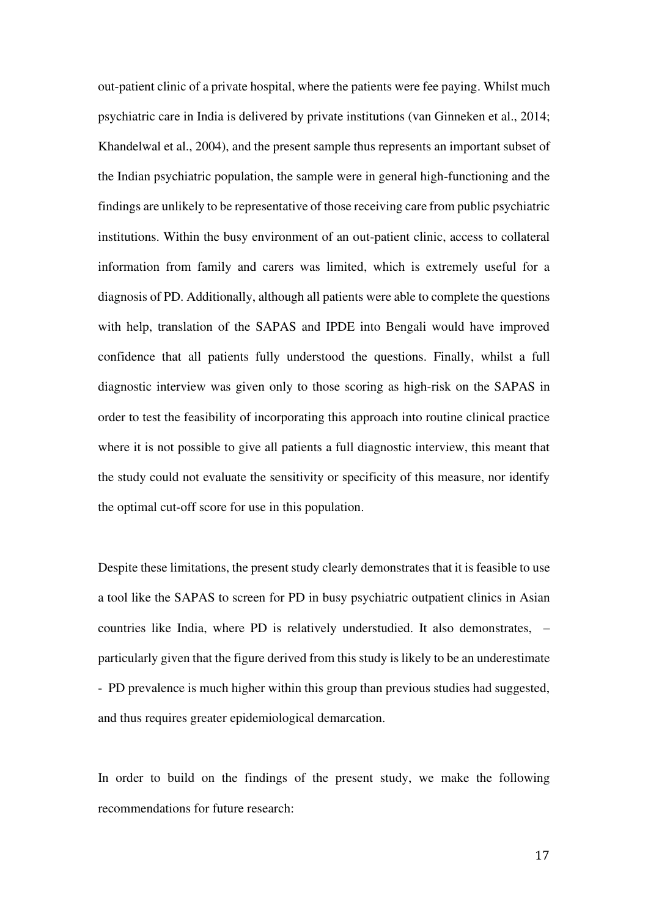out-patient clinic of a private hospital, where the patients were fee paying. Whilst much psychiatric care in India is delivered by private institutions (van Ginneken et al., 2014; Khandelwal et al., 2004), and the present sample thus represents an important subset of the Indian psychiatric population, the sample were in general high-functioning and the findings are unlikely to be representative of those receiving care from public psychiatric institutions. Within the busy environment of an out-patient clinic, access to collateral information from family and carers was limited, which is extremely useful for a diagnosis of PD. Additionally, although all patients were able to complete the questions with help, translation of the SAPAS and IPDE into Bengali would have improved confidence that all patients fully understood the questions. Finally, whilst a full diagnostic interview was given only to those scoring as high-risk on the SAPAS in order to test the feasibility of incorporating this approach into routine clinical practice where it is not possible to give all patients a full diagnostic interview, this meant that the study could not evaluate the sensitivity or specificity of this measure, nor identify the optimal cut-off score for use in this population.

Despite these limitations, the present study clearly demonstrates that it is feasible to use a tool like the SAPAS to screen for PD in busy psychiatric outpatient clinics in Asian countries like India, where PD is relatively understudied. It also demonstrates, – particularly given that the figure derived from this study is likely to be an underestimate - PD prevalence is much higher within this group than previous studies had suggested, and thus requires greater epidemiological demarcation.

In order to build on the findings of the present study, we make the following recommendations for future research: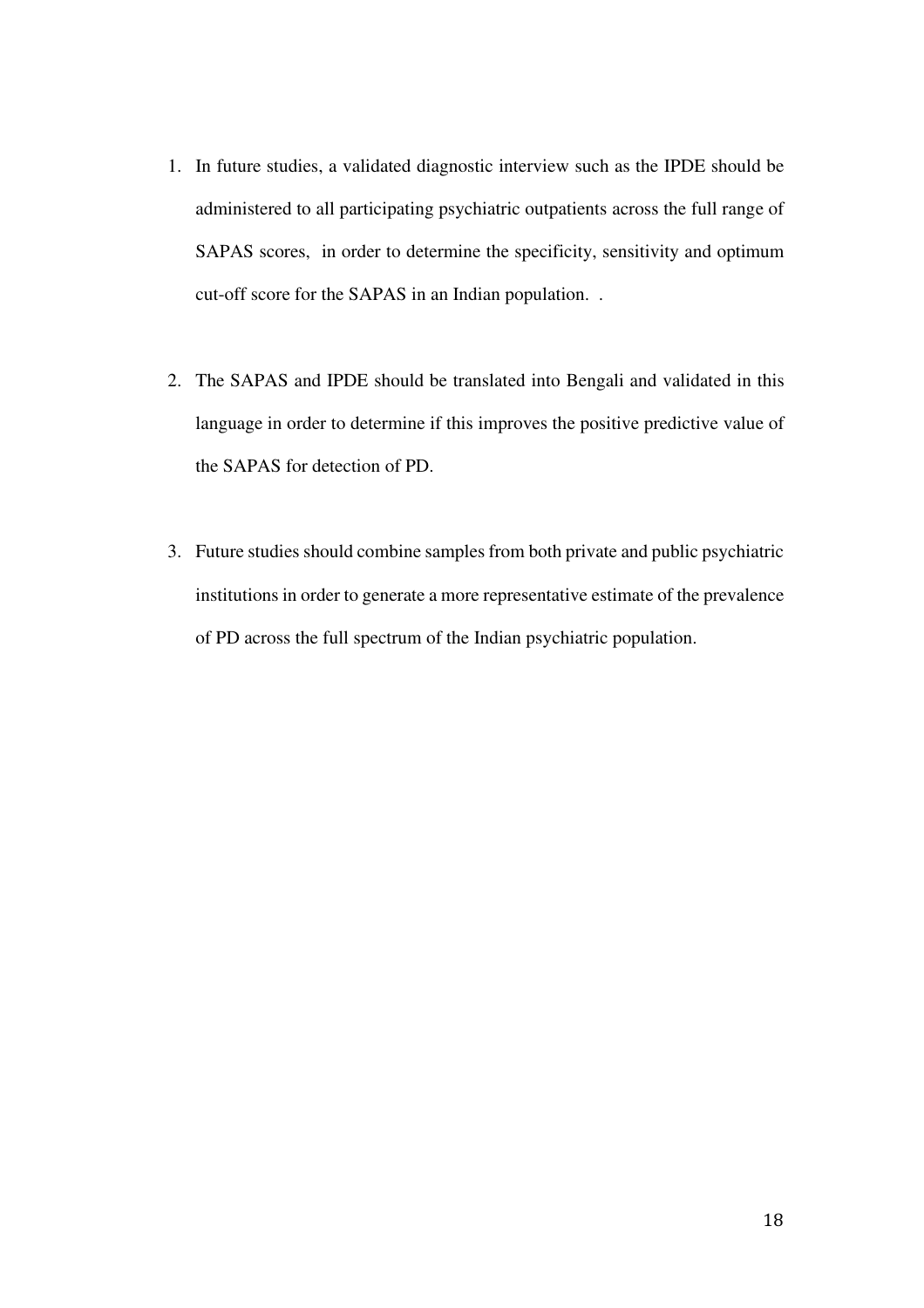1. In future studies, a validated diagnostic interview such as the IPDE should be administered to all participating psychiatric outpatients across the full range of SAPAS scores, in order to determine the specificity, sensitivity and optimum cut-off score for the SAPAS in an Indian population. .

2. The SAPAS and IPDE should be translated into Bengali and validated in this language in order to determine if this improves the positive predictive value of the SAPAS for detection of PD.

3. Future studies should combine samples from both private and public psychiatric institutions in order to generate a more representative estimate of the prevalence of PD across the full spectrum of the Indian psychiatric population.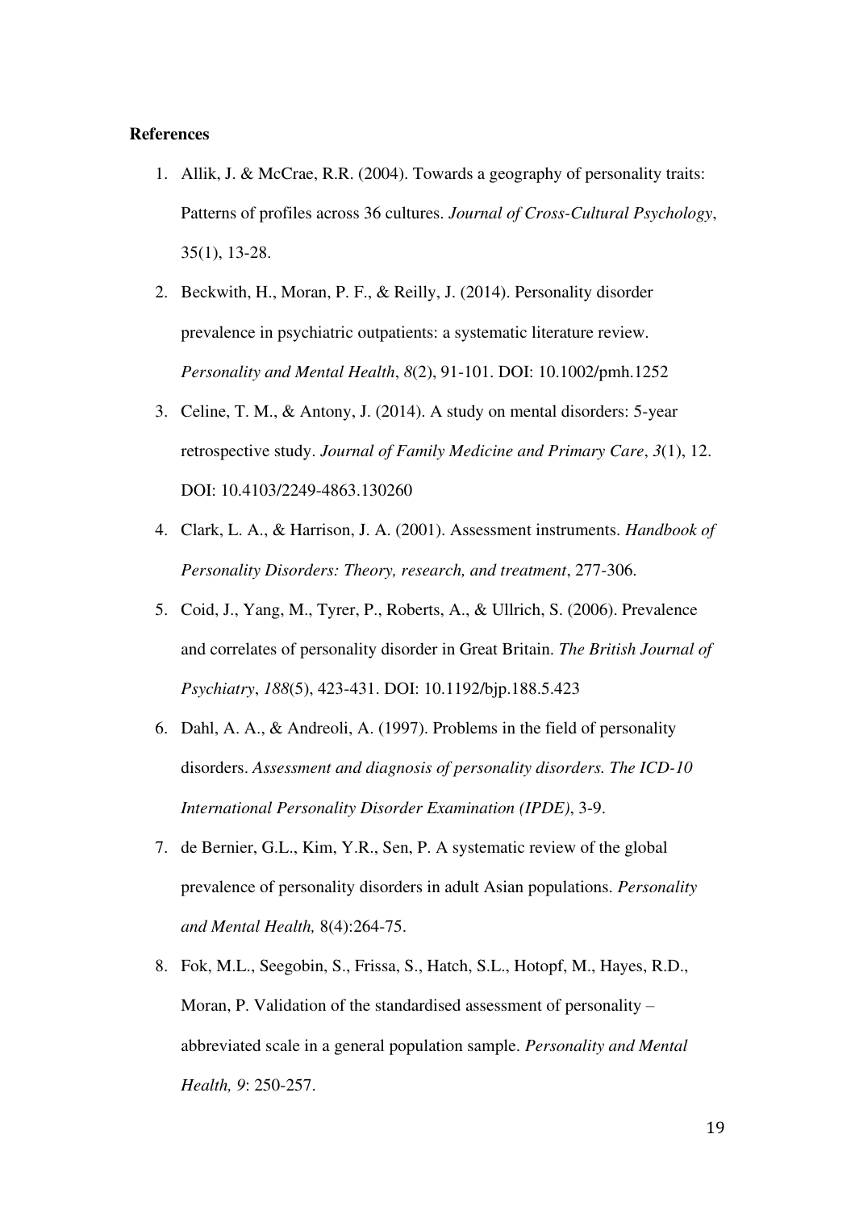**References**

1. Allik, J. & McCrae, R.R. (2004). Towards a geography of personality traits: Patterns of profiles across 36 cultures. *Journal of Cross-Cultural Psychology*, 35(1), 13-28.
2. Beckwith, H., Moran, P. F., & Reilly, J. (2014). Personality disorder prevalence in psychiatric outpatients: a systematic literature review. *Personality and Mental Health*, *8*(2), 91-101. DOI: 10.1002/pmh.1252
3. Celine, T. M., & Antony, J. (2014). A study on mental disorders: 5-year retrospective study. *Journal of Family Medicine and Primary Care*, *3*(1), 12. DOI: 10.4103/2249-4863.130260
4. Clark, L. A., & Harrison, J. A. (2001). Assessment instruments. *Handbook of Personality Disorders: Theory, research, and treatment*, 277-306.
5. Coid, J., Yang, M., Tyrer, P., Roberts, A., & Ullrich, S. (2006). Prevalence and correlates of personality disorder in Great Britain. *The British Journal of Psychiatry*, *188*(5), 423-431. DOI: 10.1192/bjp.188.5.423
6. Dahl, A. A., & Andreoli, A. (1997). Problems in the field of personality disorders. *Assessment and diagnosis of personality disorders. The ICD-10 International Personality Disorder Examination (IPDE)*, 3-9.
7. de Bernier, G.L., Kim, Y.R., Sen, P. A systematic review of the global prevalence of personality disorders in adult Asian populations. *Personality and Mental Health,* 8(4):264-75.
8. Fok, M.L., Seegobin, S., Frissa, S., Hatch, S.L., Hotopf, M., Hayes, R.D., Moran, P. Validation of the standardised assessment of personality – abbreviated scale in a general population sample. *Personality and Mental Health, 9*: 250-257.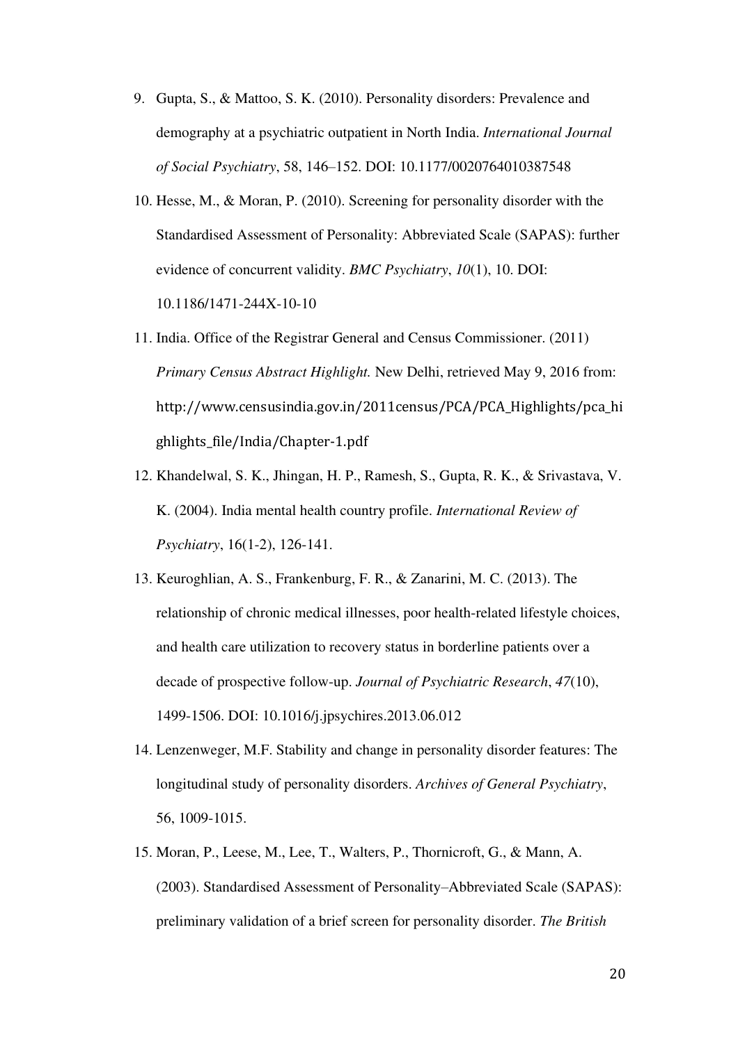9. Gupta, S., & Mattoo, S. K. (2010). Personality disorders: Prevalence and demography at a psychiatric outpatient in North India. *International Journal of Social Psychiatry*, 58, 146–152. DOI: 10.1177/0020764010387548
10. Hesse, M., & Moran, P. (2010). Screening for personality disorder with the Standardised Assessment of Personality: Abbreviated Scale (SAPAS): further evidence of concurrent validity. *BMC Psychiatry*, *10*(1), 10. DOI: 10.1186/1471-244X-10-10
11. India. Office of the Registrar General and Census Commissioner. (2011) *Primary Census Abstract Highlight.* New Delhi, retrieved May 9, 2016 from: http://www.censusindia.gov.in/2011census/PCA/PCA_Highlights/pca_highlights_file/India/Chapter-1.pdf
12. Khandelwal, S. K., Jhingan, H. P., Ramesh, S., Gupta, R. K., & Srivastava, V. K. (2004). India mental health country profile. *International Review of Psychiatry*, 16(1-2), 126-141.
13. Keuroghlian, A. S., Frankenburg, F. R., & Zanarini, M. C. (2013). The relationship of chronic medical illnesses, poor health-related lifestyle choices, and health care utilization to recovery status in borderline patients over a decade of prospective follow-up. *Journal of Psychiatric Research*, *47*(10), 1499-1506. DOI: 10.1016/j.jpsychires.2013.06.012
14. Lenzenweger, M.F. Stability and change in personality disorder features: The longitudinal study of personality disorders. *Archives of General Psychiatry*, 56, 1009-1015.
15. Moran, P., Leese, M., Lee, T., Walters, P., Thornicroft, G., & Mann, A. (2003). Standardised Assessment of Personality–Abbreviated Scale (SAPAS): preliminary validation of a brief screen for personality disorder. *The British*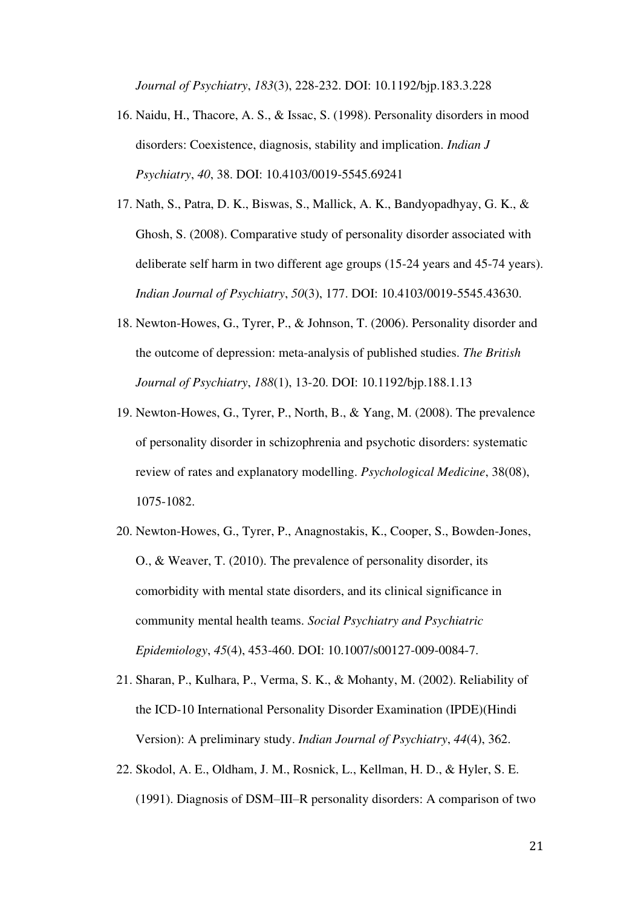*Journal of Psychiatry*, *183*(3), 228-232. DOI: 10.1192/bjp.183.3.228

16. Naidu, H., Thacore, A. S., & Issac, S. (1998). Personality disorders in mood disorders: Coexistence, diagnosis, stability and implication. *Indian J Psychiatry*, *40*, 38. DOI: 10.4103/0019-5545.69241
17. Nath, S., Patra, D. K., Biswas, S., Mallick, A. K., Bandyopadhyay, G. K., & Ghosh, S. (2008). Comparative study of personality disorder associated with deliberate self harm in two different age groups (15-24 years and 45-74 years). *Indian Journal of Psychiatry*, *50*(3), 177. DOI: 10.4103/0019-5545.43630.
18. Newton-Howes, G., Tyrer, P., & Johnson, T. (2006). Personality disorder and the outcome of depression: meta-analysis of published studies. *The British Journal of Psychiatry*, *188*(1), 13-20. DOI: 10.1192/bjp.188.1.13
19. Newton-Howes, G., Tyrer, P., North, B., & Yang, M. (2008). The prevalence of personality disorder in schizophrenia and psychotic disorders: systematic review of rates and explanatory modelling. *Psychological Medicine*, 38(08), 1075-1082.
20. Newton-Howes, G., Tyrer, P., Anagnostakis, K., Cooper, S., Bowden-Jones, O., & Weaver, T. (2010). The prevalence of personality disorder, its comorbidity with mental state disorders, and its clinical significance in community mental health teams. *Social Psychiatry and Psychiatric Epidemiology*, *45*(4), 453-460. DOI: 10.1007/s00127-009-0084-7.
21. Sharan, P., Kulhara, P., Verma, S. K., & Mohanty, M. (2002). Reliability of the ICD-10 International Personality Disorder Examination (IPDE)(Hindi Version): A preliminary study. *Indian Journal of Psychiatry*, *44*(4), 362.
22. Skodol, A. E., Oldham, J. M., Rosnick, L., Kellman, H. D., & Hyler, S. E. (1991). Diagnosis of DSM–III–R personality disorders: A comparison of two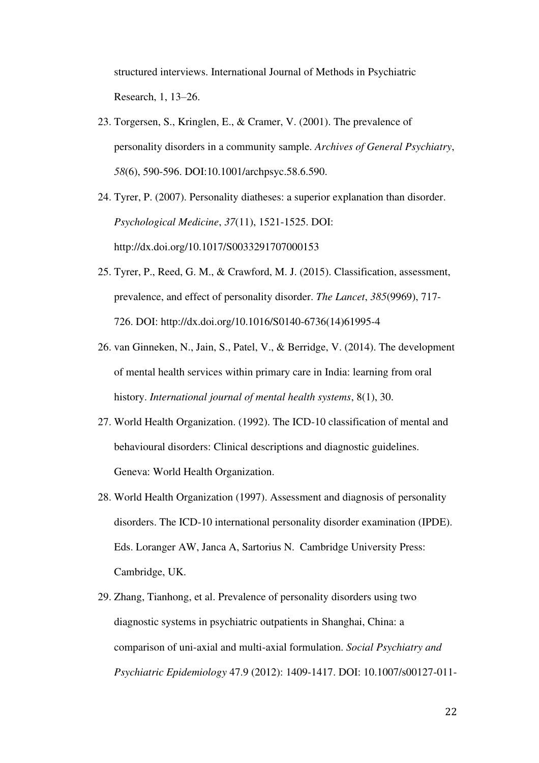structured interviews. International Journal of Methods in Psychiatric Research, 1, 13–26.

23. Torgersen, S., Kringlen, E., & Cramer, V. (2001). The prevalence of personality disorders in a community sample. *Archives of General Psychiatry*, *58*(6), 590-596. DOI:10.1001/archpsyc.58.6.590.
24. Tyrer, P. (2007). Personality diatheses: a superior explanation than disorder. *Psychological Medicine*, *37*(11), 1521-1525. DOI: http://dx.doi.org/10.1017/S0033291707000153
25. Tyrer, P., Reed, G. M., & Crawford, M. J. (2015). Classification, assessment, prevalence, and effect of personality disorder. *The Lancet*, *385*(9969), 717-726. DOI: http://dx.doi.org/10.1016/S0140-6736(14)61995-4
26. van Ginneken, N., Jain, S., Patel, V., & Berridge, V. (2014). The development of mental health services within primary care in India: learning from oral history. *International journal of mental health systems*, 8(1), 30.
27. World Health Organization. (1992). The ICD-10 classification of mental and behavioural disorders: Clinical descriptions and diagnostic guidelines. Geneva: World Health Organization.
28. World Health Organization (1997). Assessment and diagnosis of personality disorders. The ICD-10 international personality disorder examination (IPDE). Eds. Loranger AW, Janca A, Sartorius N. Cambridge University Press: Cambridge, UK.
29. Zhang, Tianhong, et al. Prevalence of personality disorders using two diagnostic systems in psychiatric outpatients in Shanghai, China: a comparison of uni-axial and multi-axial formulation. *Social Psychiatry and Psychiatric Epidemiology* 47.9 (2012): 1409-1417. DOI: 10.1007/s00127-011-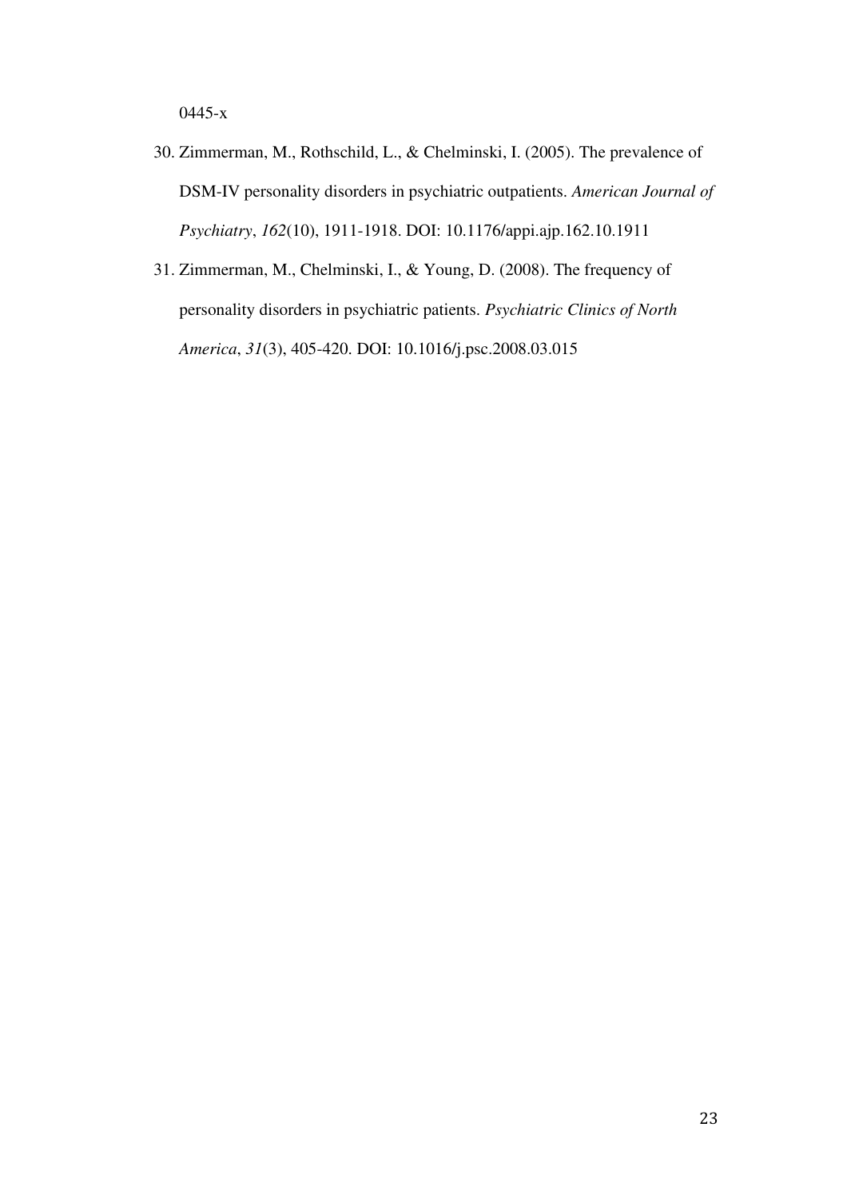0445-x

30. Zimmerman, M., Rothschild, L., & Chelminski, I. (2005). The prevalence of DSM-IV personality disorders in psychiatric outpatients. *American Journal of Psychiatry*, *162*(10), 1911-1918. DOI: 10.1176/appi.ajp.162.10.1911

31. Zimmerman, M., Chelminski, I., & Young, D. (2008). The frequency of personality disorders in psychiatric patients. *Psychiatric Clinics of North America*, *31*(3), 405-420. DOI: 10.1016/j.psc.2008.03.015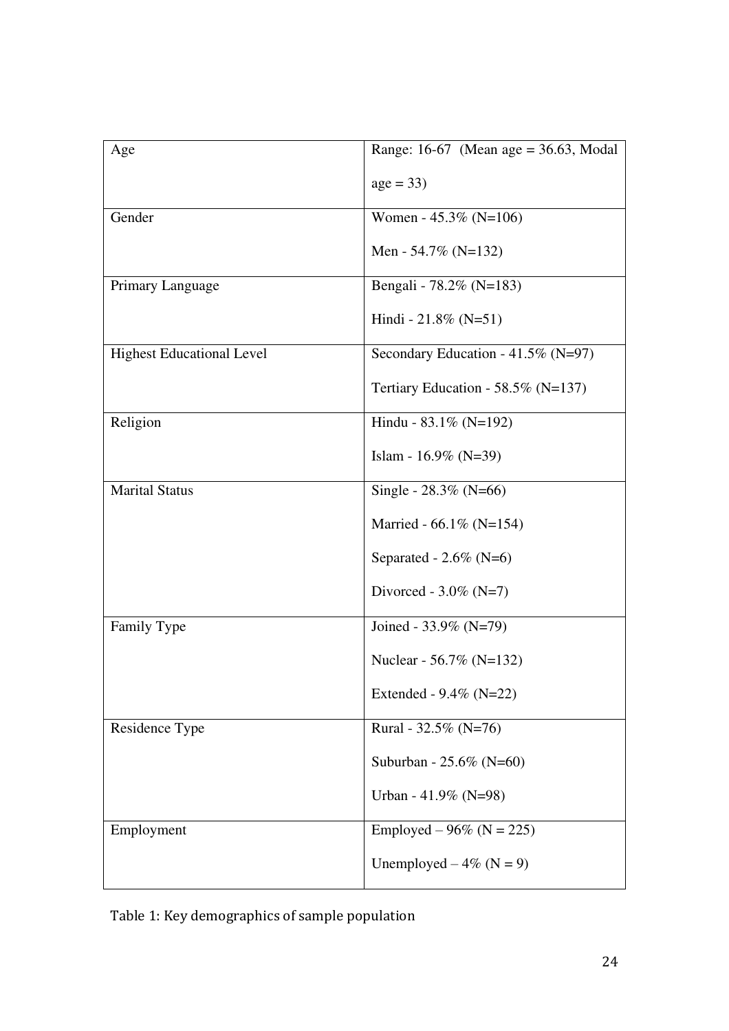| Age | Range: 16-67 (Mean age = 36.63, Modal age = 33) |
|---|---|
| Gender | Women - 45.3% (N=106)<br>Men - 54.7% (N=132) |
| Primary Language | Bengali - 78.2% (N=183)<br>Hindi - 21.8% (N=51) |
| Highest Educational Level | Secondary Education - 41.5% (N=97)<br>Tertiary Education - 58.5% (N=137) |
| Religion | Hindu - 83.1% (N=192)<br>Islam - 16.9% (N=39) |
| Marital Status | Single - 28.3% (N=66)<br>Married - 66.1% (N=154)<br>Separated - 2.6% (N=6)<br>Divorced - 3.0% (N=7) |
| Family Type | Joined - 33.9% (N=79)<br>Nuclear - 56.7% (N=132)<br>Extended - 9.4% (N=22) |
| Residence Type | Rural - 32.5% (N=76)<br>Suburban - 25.6% (N=60)<br>Urban - 41.9% (N=98) |
| Employment | Employed – 96% (N = 225)<br>Unemployed – 4% (N = 9) |

Table 1: Key demographics of sample population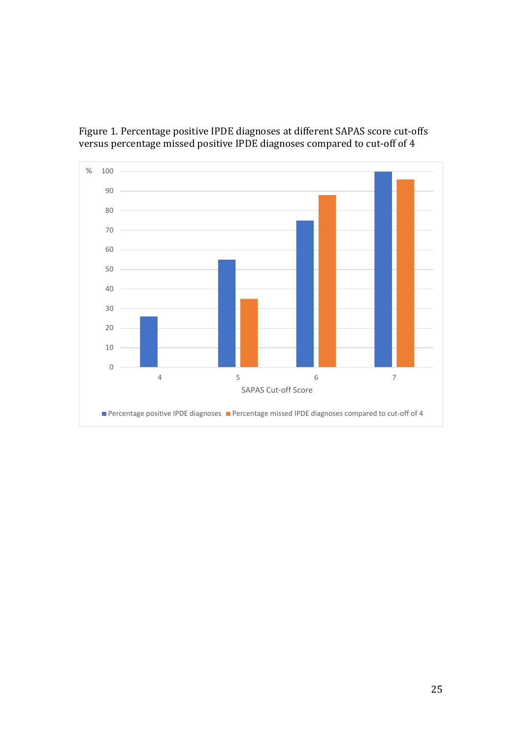Figure 1. Percentage positive IPDE diagnoses at different SAPAS score cut-offs versus percentage missed positive IPDE diagnoses compared to cut-off of 4

%

100

90

80

70

60

50

40

30

20

10

0

4

5

6

7

SAPAS Cut-off Score

Percentage positive IPDE diagnoses

Percentage missed IPDE diagnoses compared to cut-off of 4